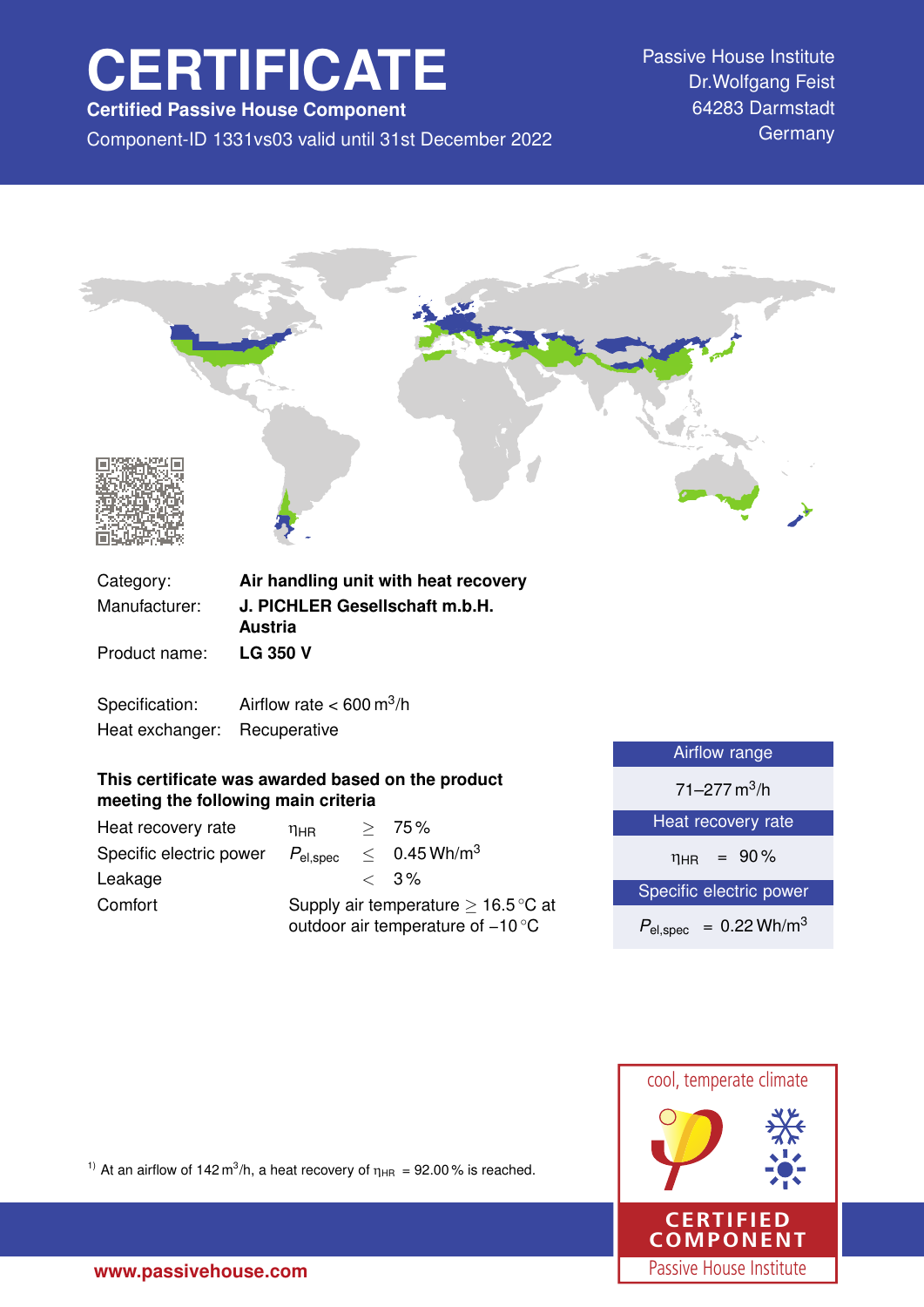# CERTIFICATE

**Certified Passive House Component**

Component-ID 1331vs03 valid until 31st December 2022

Passive House Institute
Dr.Wolfgang Feist
64283 Darmstadt
Germany

| | |
|---|---|
| Category: | **Air handling unit with heat recovery** |
| Manufacturer: | **J. PICHLER Gesellschaft m.b.H. Austria** |
| Product name: | **LG 350 V** |
| Specification: | Airflow rate < 600 m³/h |
| Heat exchanger: | Recuperative |

**This certificate was awarded based on the product meeting the following main criteria**

| | | | |
|---|---|---|---|
| Heat recovery rate | $\eta_{HR}$ | $\geq$ | 75 % |
| Specific electric power | $P_{el,spec}$ | $\leq$ | 0.45 Wh/m³ |
| Leakage | | $<$ | 3 % |
| Comfort | Supply air temperature $\geq$ 16.5 °C at outdoor air temperature of −10 °C | | |

| Airflow range |
|---|
| 71–277 m³/h |
| **Heat recovery rate** |
| $\eta_{HR}$ = 90 % |
| **Specific electric power** |
| $P_{el,spec}$ = 0.22 Wh/m³ |

[1] At an airflow of 142 m³/h, a heat recovery of $\eta_{HR}$ = 92.00 % is reached.

cool, temperate climate

CERTIFIED COMPONENT
Passive House Institute

www.passivehouse.com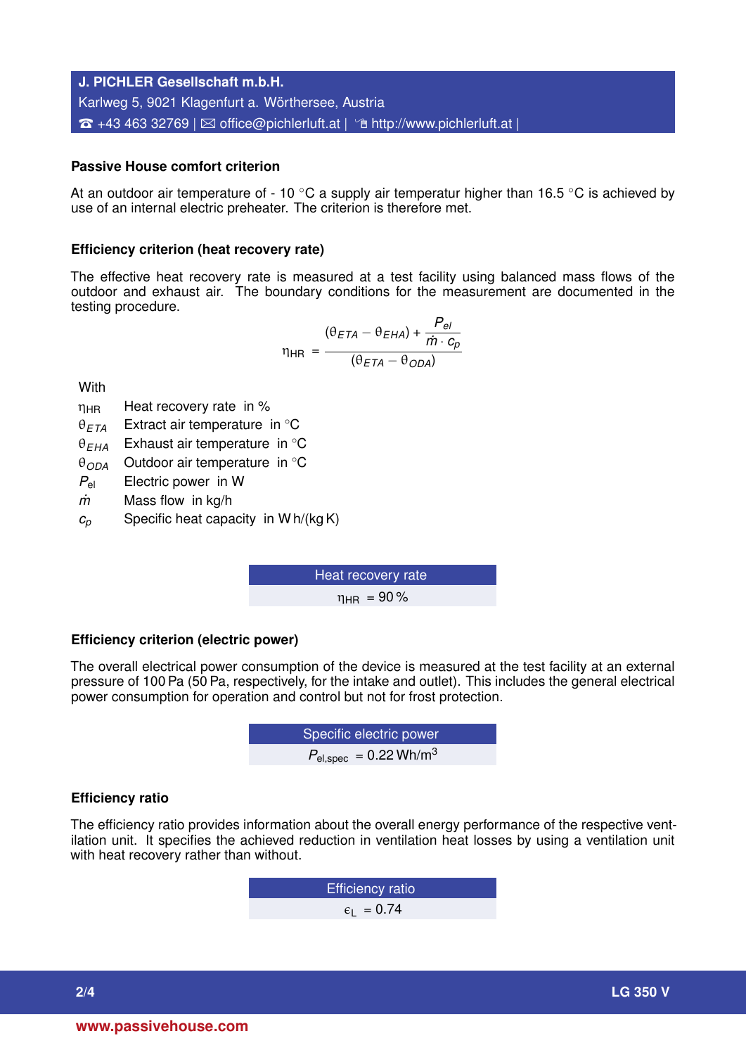## Passive House comfort criterion

At an outdoor air temperature of - 10 °C a supply air temperatur higher than 16.5 °C is achieved by use of an internal electric preheater. The criterion is therefore met.

## Efficiency criterion (heat recovery rate)

The effective heat recovery rate is measured at a test facility using balanced mass flows of the outdoor and exhaust air. The boundary conditions for the measurement are documented in the testing procedure.

$$\eta_{HR} = \frac{(\theta_{ETA} - \theta_{EHA}) + \dfrac{P_{el}}{\dot{m} \cdot c_p}}{(\theta_{ETA} - \theta_{ODA})}$$

With

- $\eta_{HR}$ Heat recovery rate in %
- $\theta_{ETA}$ Extract air temperature in °C
- $\theta_{EHA}$ Exhaust air temperature in °C
- $\theta_{ODA}$ Outdoor air temperature in °C
- $P_{el}$ Electric power in W
- $\dot{m}$ Mass flow in kg/h
- $c_p$ Specific heat capacity in W h/(kg K)

| Heat recovery rate |
| --- |
| $\eta_{HR}$ = 90 % |

## Efficiency criterion (electric power)

The overall electrical power consumption of the device is measured at the test facility at an external pressure of 100 Pa (50 Pa, respectively, for the intake and outlet). This includes the general electrical power consumption for operation and control but not for frost protection.

| Specific electric power |
| --- |
| $P_{el,spec}$ = 0.22 Wh/m$^3$ |

## Efficiency ratio

The efficiency ratio provides information about the overall energy performance of the respective ventilation unit. It specifies the achieved reduction in ventilation heat losses by using a ventilation unit with heat recovery rather than without.

| Efficiency ratio |
| --- |
| $\epsilon_L$ = 0.74 |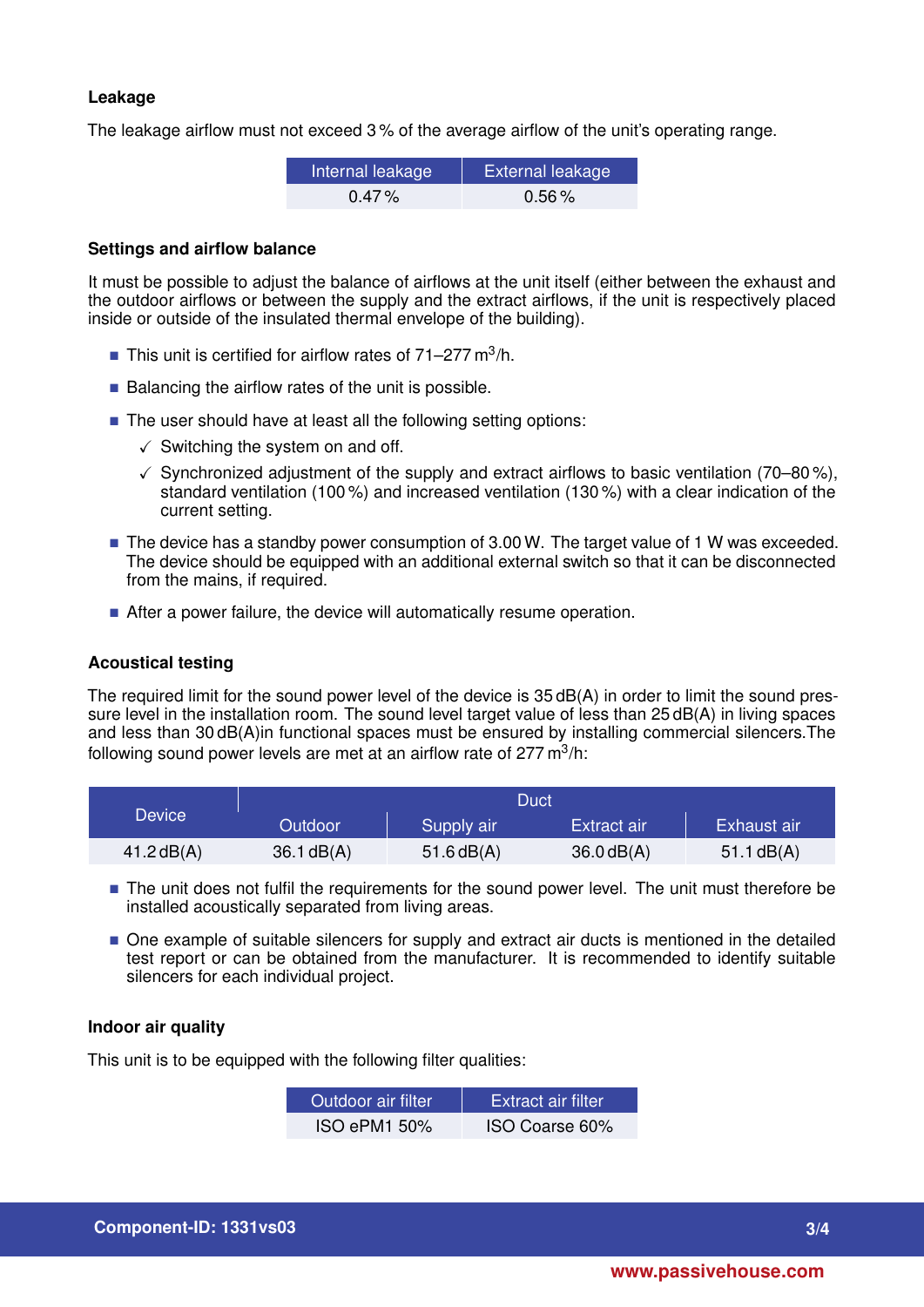### Leakage

The leakage airflow must not exceed 3 % of the average airflow of the unit's operating range.

| Internal leakage | External leakage |
|---|---|
| 0.47 % | 0.56 % |

### Settings and airflow balance

It must be possible to adjust the balance of airflows at the unit itself (either between the exhaust and the outdoor airflows or between the supply and the extract airflows, if the unit is respectively placed inside or outside of the insulated thermal envelope of the building).

- This unit is certified for airflow rates of 71–277 $m^3$/h.
- Balancing the airflow rates of the unit is possible.
- The user should have at least all the following setting options:
  - ✓ Switching the system on and off.
  - ✓ Synchronized adjustment of the supply and extract airflows to basic ventilation (70–80 %), standard ventilation (100 %) and increased ventilation (130 %) with a clear indication of the current setting.
- The device has a standby power consumption of 3.00 W. The target value of 1 W was exceeded. The device should be equipped with an additional external switch so that it can be disconnected from the mains, if required.
- After a power failure, the device will automatically resume operation.

### Acoustical testing

The required limit for the sound power level of the device is 35 dB(A) in order to limit the sound pressure level in the installation room. The sound level target value of less than 25 dB(A) in living spaces and less than 30 dB(A)in functional spaces must be ensured by installing commercial silencers.The following sound power levels are met at an airflow rate of 277 $m^3$/h:

| Device | Duct | | | |
|---|---|---|---|---|
| | Outdoor | Supply air | Extract air | Exhaust air |
| 41.2 dB(A) | 36.1 dB(A) | 51.6 dB(A) | 36.0 dB(A) | 51.1 dB(A) |

- The unit does not fulfil the requirements for the sound power level. The unit must therefore be installed acoustically separated from living areas.
- One example of suitable silencers for supply and extract air ducts is mentioned in the detailed test report or can be obtained from the manufacturer. It is recommended to identify suitable silencers for each individual project.

### Indoor air quality

This unit is to be equipped with the following filter qualities:

| Outdoor air filter | Extract air filter |
|---|---|
| ISO ePM1 50% | ISO Coarse 60% |

**Component-ID: 1331vs03**

www.passivehouse.com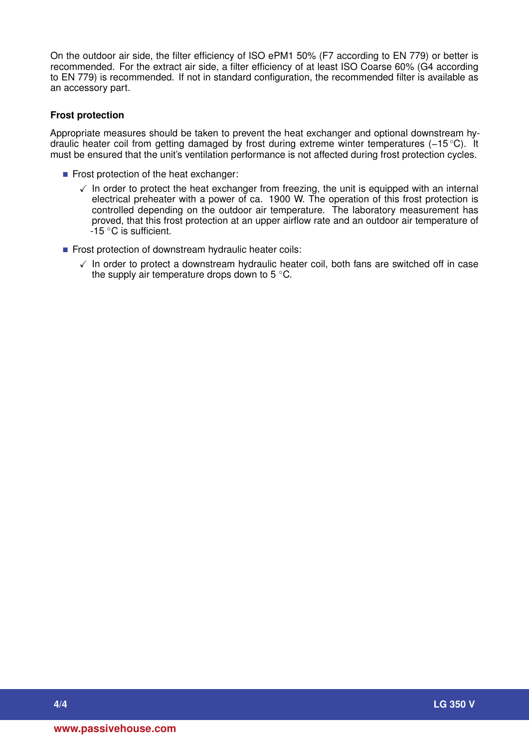On the outdoor air side, the filter efficiency of ISO ePM1 50% (F7 according to EN 779) or better is recommended. For the extract air side, a filter efficiency of at least ISO Coarse 60% (G4 according to EN 779) is recommended. If not in standard configuration, the recommended filter is available as an accessory part.

**Frost protection**

Appropriate measures should be taken to prevent the heat exchanger and optional downstream hydraulic heater coil from getting damaged by frost during extreme winter temperatures (−15 °C). It must be ensured that the unit's ventilation performance is not affected during frost protection cycles.

- Frost protection of the heat exchanger:
  - ✓ In order to protect the heat exchanger from freezing, the unit is equipped with an internal electrical preheater with a power of ca. 1900 W. The operation of this frost protection is controlled depending on the outdoor air temperature. The laboratory measurement has proved, that this frost protection at an upper airflow rate and an outdoor air temperature of -15 °C is sufficient.
- Frost protection of downstream hydraulic heater coils:
  - ✓ In order to protect a downstream hydraulic heater coil, both fans are switched off in case the supply air temperature drops down to 5 °C.